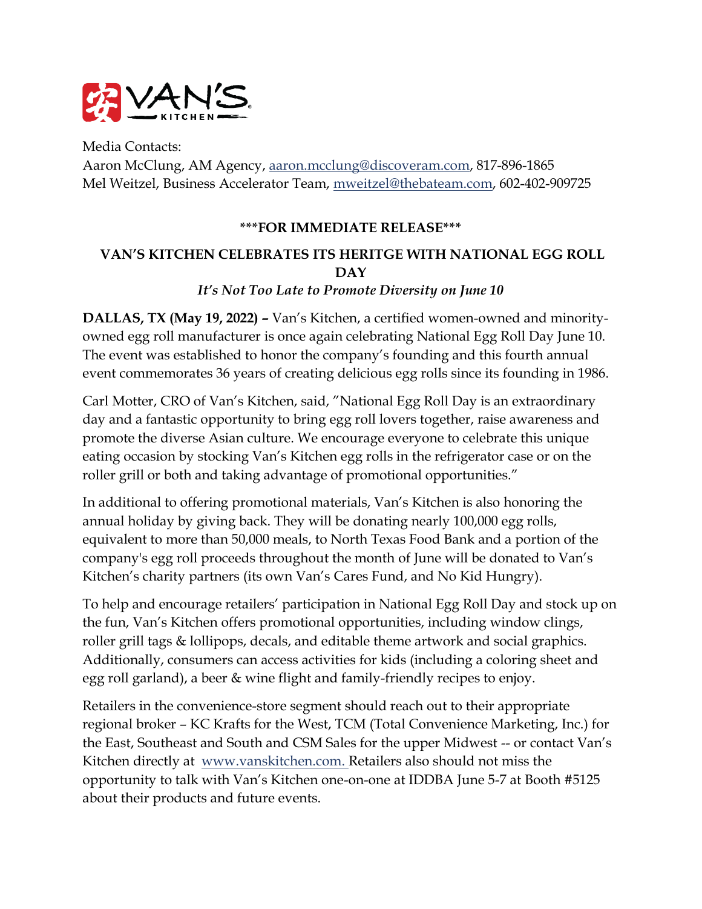Media Contacts:
Aaron McClung, AM Agency, aaron.mcclung@discoveram.com, 817-896-1865
Mel Weitzel, Business Accelerator Team, mweitzel@thebateam.com, 602-402-909725

**\*\*\*FOR IMMEDIATE RELEASE\*\*\***

# VAN'S KITCHEN CELEBRATES ITS HERITGE WITH NATIONAL EGG ROLL DAY

*It's Not Too Late to Promote Diversity on June 10*

**DALLAS, TX (May 19, 2022) –** Van's Kitchen, a certified women-owned and minority-owned egg roll manufacturer is once again celebrating National Egg Roll Day June 10. The event was established to honor the company's founding and this fourth annual event commemorates 36 years of creating delicious egg rolls since its founding in 1986.

Carl Motter, CRO of Van's Kitchen, said, "National Egg Roll Day is an extraordinary day and a fantastic opportunity to bring egg roll lovers together, raise awareness and promote the diverse Asian culture. We encourage everyone to celebrate this unique eating occasion by stocking Van's Kitchen egg rolls in the refrigerator case or on the roller grill or both and taking advantage of promotional opportunities."

In additional to offering promotional materials, Van's Kitchen is also honoring the annual holiday by giving back. They will be donating nearly 100,000 egg rolls, equivalent to more than 50,000 meals, to North Texas Food Bank and a portion of the company's egg roll proceeds throughout the month of June will be donated to Van's Kitchen's charity partners (its own Van's Cares Fund, and No Kid Hungry).

To help and encourage retailers' participation in National Egg Roll Day and stock up on the fun, Van's Kitchen offers promotional opportunities, including window clings, roller grill tags & lollipops, decals, and editable theme artwork and social graphics. Additionally, consumers can access activities for kids (including a coloring sheet and egg roll garland), a beer & wine flight and family-friendly recipes to enjoy.

Retailers in the convenience-store segment should reach out to their appropriate regional broker – KC Krafts for the West, TCM (Total Convenience Marketing, Inc.) for the East, Southeast and South and CSM Sales for the upper Midwest -- or contact Van's Kitchen directly at www.vanskitchen.com. Retailers also should not miss the opportunity to talk with Van's Kitchen one-on-one at IDDBA June 5-7 at Booth #5125 about their products and future events.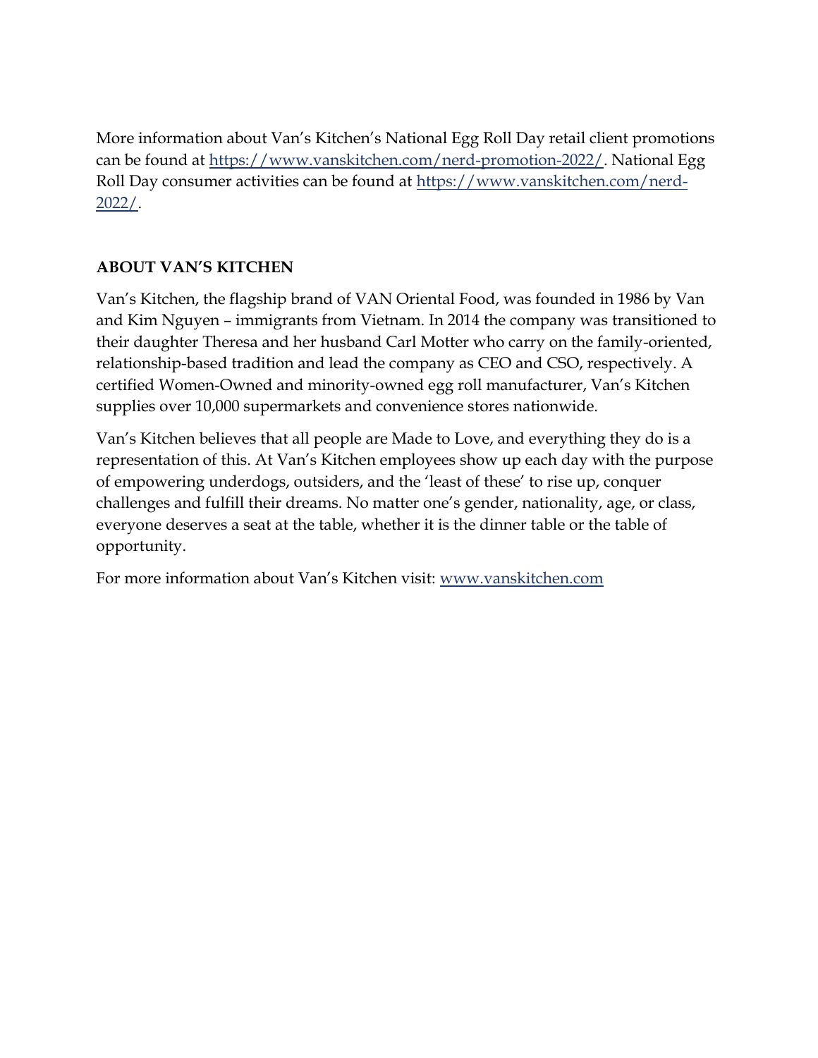More information about Van's Kitchen's National Egg Roll Day retail client promotions can be found at https://www.vanskitchen.com/nerd-promotion-2022/. National Egg Roll Day consumer activities can be found at https://www.vanskitchen.com/nerd-2022/.

**ABOUT VAN'S KITCHEN**

Van's Kitchen, the flagship brand of VAN Oriental Food, was founded in 1986 by Van and Kim Nguyen – immigrants from Vietnam. In 2014 the company was transitioned to their daughter Theresa and her husband Carl Motter who carry on the family-oriented, relationship-based tradition and lead the company as CEO and CSO, respectively. A certified Women-Owned and minority-owned egg roll manufacturer, Van's Kitchen supplies over 10,000 supermarkets and convenience stores nationwide.

Van's Kitchen believes that all people are Made to Love, and everything they do is a representation of this. At Van's Kitchen employees show up each day with the purpose of empowering underdogs, outsiders, and the 'least of these' to rise up, conquer challenges and fulfill their dreams. No matter one's gender, nationality, age, or class, everyone deserves a seat at the table, whether it is the dinner table or the table of opportunity.

For more information about Van's Kitchen visit: www.vanskitchen.com